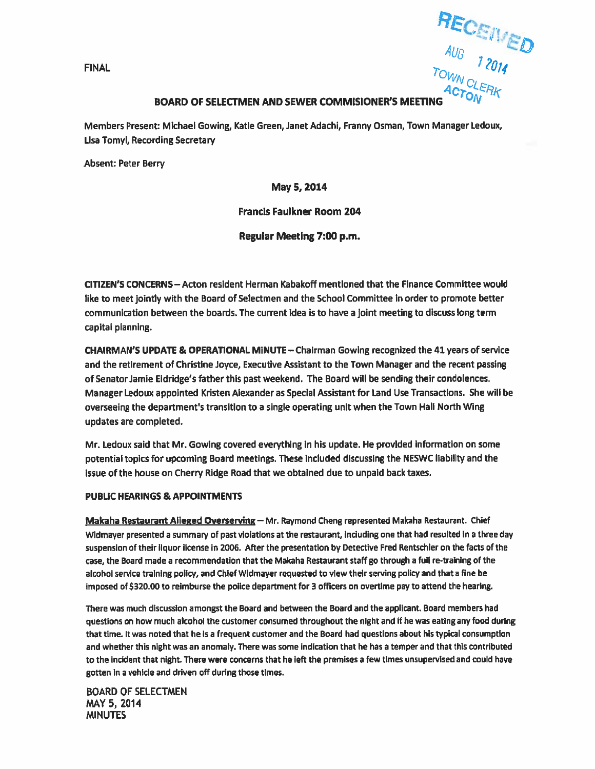FINAL

RECEIVED
AUG 1 2014
TOWN CLERK
ACTON

**BOARD OF SELECTMEN AND SEWER COMMISIONER'S MEETING**

Members Present: Michael Gowing, Katie Green, Janet Adachi, Franny Osman, Town Manager Ledoux, Lisa Tomyl, Recording Secretary

Absent: Peter Berry

**May 5, 2014**

**Francis Faulkner Room 204**

**Regular Meeting 7:00 p.m.**

**CITIZEN'S CONCERNS** – Acton resident Herman Kabakoff mentioned that the Finance Committee would like to meet jointly with the Board of Selectmen and the School Committee in order to promote better communication between the boards. The current idea is to have a joint meeting to discuss long term capital planning.

**CHAIRMAN'S UPDATE & OPERATIONAL MINUTE** – Chairman Gowing recognized the 41 years of service and the retirement of Christine Joyce, Executive Assistant to the Town Manager and the recent passing of Senator Jamie Eldridge's father this past weekend. The Board will be sending their condolences. Manager Ledoux appointed Kristen Alexander as Special Assistant for Land Use Transactions. She will be overseeing the department's transition to a single operating unit when the Town Hall North Wing updates are completed.

Mr. Ledoux said that Mr. Gowing covered everything in his update. He provided information on some potential topics for upcoming Board meetings. These included discussing the NESWC liability and the issue of the house on Cherry Ridge Road that we obtained due to unpaid back taxes.

**PUBLIC HEARINGS & APPOINTMENTS**

**Makaha Restaurant Alleged Overserving** – Mr. Raymond Cheng represented Makaha Restaurant. Chief Widmayer presented a summary of past violations at the restaurant, including one that had resulted in a three day suspension of their liquor license in 2006. After the presentation by Detective Fred Rentschler on the facts of the case, the Board made a recommendation that the Makaha Restaurant staff go through a full re-training of the alcohol service training policy, and Chief Widmayer requested to view their serving policy and that a fine be imposed of $320.00 to reimburse the police department for 3 officers on overtime pay to attend the hearing.

There was much discussion amongst the Board and between the Board and the applicant. Board members had questions on how much alcohol the customer consumed throughout the night and if he was eating any food during that time. It was noted that he is a frequent customer and the Board had questions about his typical consumption and whether this night was an anomaly. There was some indication that he has a temper and that this contributed to the incident that night. There were concerns that he left the premises a few times unsupervised and could have gotten in a vehicle and driven off during those times.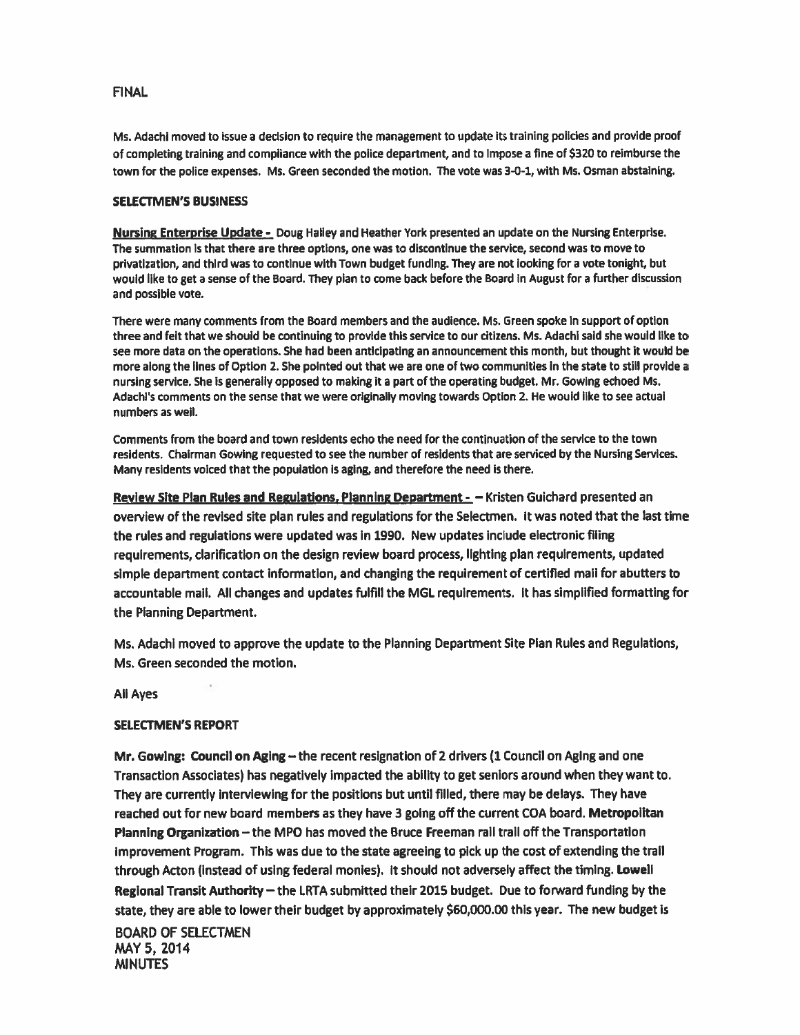FINAL

Ms. Adachi moved to issue a decision to require the management to update its training policies and provide proof of completing training and compliance with the police department, and to impose a fine of $320 to reimburse the town for the police expenses. Ms. Green seconded the motion. The vote was 3-0-1, with Ms. Osman abstaining.

**SELECTMEN'S BUSINESS**

**Nursing Enterprise Update -** Doug Halley and Heather York presented an update on the Nursing Enterprise. The summation is that there are three options, one was to discontinue the service, second was to move to privatization, and third was to continue with Town budget funding. They are not looking for a vote tonight, but would like to get a sense of the Board. They plan to come back before the Board in August for a further discussion and possible vote.

There were many comments from the Board members and the audience. Ms. Green spoke in support of option three and felt that we should be continuing to provide this service to our citizens. Ms. Adachi said she would like to see more data on the operations. She had been anticipating an announcement this month, but thought it would be more along the lines of Option 2. She pointed out that we are one of two communities in the state to still provide a nursing service. She is generally opposed to making it a part of the operating budget. Mr. Gowing echoed Ms. Adachi's comments on the sense that we were originally moving towards Option 2. He would like to see actual numbers as well.

Comments from the board and town residents echo the need for the continuation of the service to the town residents. Chairman Gowing requested to see the number of residents that are serviced by the Nursing Services. Many residents voiced that the population is aging, and therefore the need is there.

**Review Site Plan Rules and Regulations, Planning Department -** – Kristen Guichard presented an overview of the revised site plan rules and regulations for the Selectmen. It was noted that the last time the rules and regulations were updated was in 1990. New updates include electronic filing requirements, clarification on the design review board process, lighting plan requirements, updated simple department contact information, and changing the requirement of certified mail for abutters to accountable mail. All changes and updates fulfill the MGL requirements. It has simplified formatting for the Planning Department.

Ms. Adachi moved to approve the update to the Planning Department Site Plan Rules and Regulations, Ms. Green seconded the motion.

All Ayes

**SELECTMEN'S REPORT**

**Mr. Gowing: Council on Aging** – the recent resignation of 2 drivers (1 Council on Aging and one Transaction Associates) has negatively impacted the ability to get seniors around when they want to. They are currently interviewing for the positions but until filled, there may be delays. They have reached out for new board members as they have 3 going off the current COA board. **Metropolitan Planning Organization** – the MPO has moved the Bruce Freeman rail trail off the Transportation Improvement Program. This was due to the state agreeing to pick up the cost of extending the trail through Acton (instead of using federal monies). It should not adversely affect the timing. **Lowell Regional Transit Authority** – the LRTA submitted their 2015 budget. Due to forward funding by the state, they are able to lower their budget by approximately $60,000.00 this year. The new budget is

BOARD OF SELECTMEN
MAY 5, 2014
MINUTES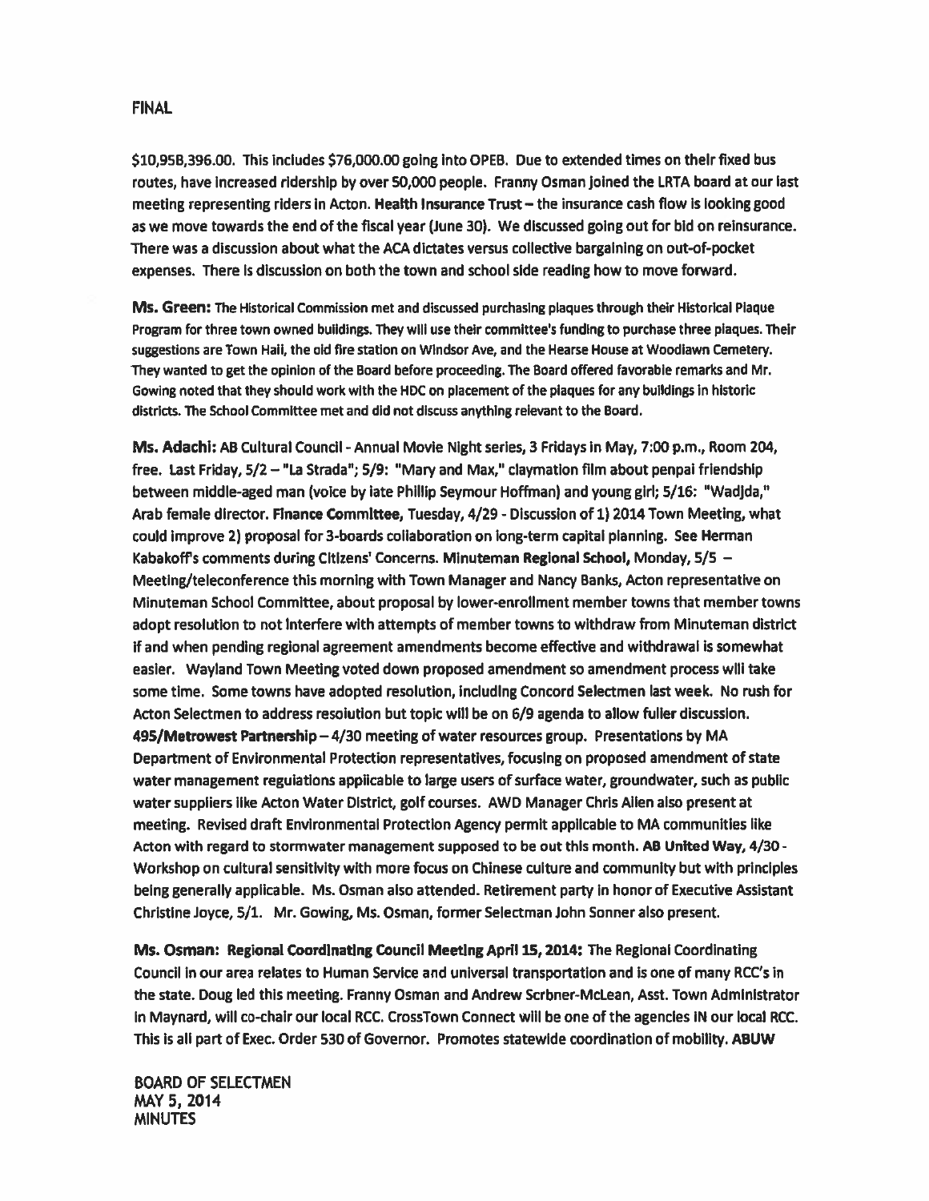FINAL

$10,958,396.00. This includes $76,000.00 going into OPEB. Due to extended times on their fixed bus routes, have increased ridership by over 50,000 people. Franny Osman joined the LRTA board at our last meeting representing riders in Acton. **Health Insurance Trust** – the insurance cash flow is looking good as we move towards the end of the fiscal year (June 30). We discussed going out for bid on reinsurance. There was a discussion about what the ACA dictates versus collective bargaining on out-of-pocket expenses. There is discussion on both the town and school side reading how to move forward.

**Ms. Green:** The Historical Commission met and discussed purchasing plaques through their Historical Plaque Program for three town owned buildings. They will use their committee's funding to purchase three plaques. Their suggestions are Town Hall, the old fire station on Windsor Ave, and the Hearse House at Woodlawn Cemetery. They wanted to get the opinion of the Board before proceeding. The Board offered favorable remarks and Mr. Gowing noted that they should work with the HDC on placement of the plaques for any buildings in historic districts. The School Committee met and did not discuss anything relevant to the Board.

**Ms. Adachi:** AB Cultural Council - Annual Movie Night series, 3 Fridays in May, 7:00 p.m., Room 204, free. Last Friday, 5/2 – "La Strada"; 5/9: "Mary and Max," claymation film about penpal friendship between middle-aged man (voice by late Phillip Seymour Hoffman) and young girl; 5/16: "Wadjda," Arab female director. **Finance Committee**, Tuesday, 4/29 - Discussion of 1) 2014 Town Meeting, what could improve 2) proposal for 3-boards collaboration on long-term capital planning. See Herman Kabakoff's comments during Citizens' Concerns. **Minuteman Regional School**, Monday, 5/5 – Meeting/teleconference this morning with Town Manager and Nancy Banks, Acton representative on Minuteman School Committee, about proposal by lower-enrollment member towns that member towns adopt resolution to not interfere with attempts of member towns to withdraw from Minuteman district if and when pending regional agreement amendments become effective and withdrawal is somewhat easier. Wayland Town Meeting voted down proposed amendment so amendment process will take some time. Some towns have adopted resolution, including Concord Selectmen last week. No rush for Acton Selectmen to address resolution but topic will be on 6/9 agenda to allow fuller discussion. **495/Metrowest Partnership** – 4/30 meeting of water resources group. Presentations by MA Department of Environmental Protection representatives, focusing on proposed amendment of state water management regulations applicable to large users of surface water, groundwater, such as public water suppliers like Acton Water District, golf courses. AWD Manager Chris Allen also present at meeting. Revised draft Environmental Protection Agency permit applicable to MA communities like Acton with regard to stormwater management supposed to be out this month. **AB United Way**, 4/30 - Workshop on cultural sensitivity with more focus on Chinese culture and community but with principles being generally applicable. Ms. Osman also attended. Retirement party in honor of Executive Assistant Christine Joyce, 5/1. Mr. Gowing, Ms. Osman, former Selectman John Sonner also present.

**Ms. Osman: Regional Coordinating Council Meeting April 15, 2014:** The Regional Coordinating Council in our area relates to Human Service and universal transportation and is one of many RCC's in the state. Doug led this meeting. Franny Osman and Andrew Scrbner-McLean, Asst. Town Administrator in Maynard, will co-chair our local RCC. CrossTown Connect will be one of the agencies IN our local RCC. This is all part of Exec. Order 530 of Governor. Promotes statewide coordination of mobility. **ABUW**

BOARD OF SELECTMEN
MAY 5, 2014
MINUTES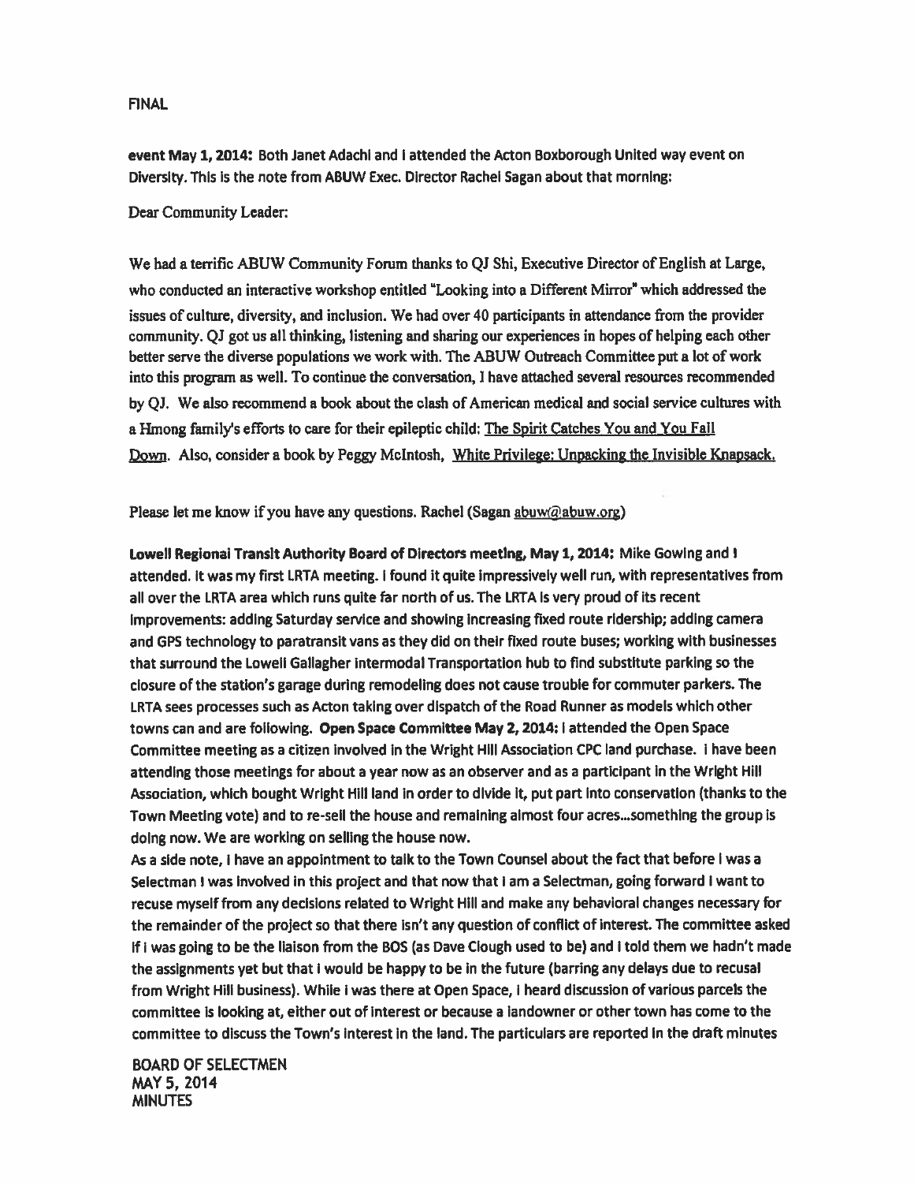FINAL

**event May 1, 2014:** Both Janet Adachi and I attended the Acton Boxborough United way event on Diversity. This is the note from ABUW Exec. Director Rachel Sagan about that morning:

Dear Community Leader:

We had a terrific ABUW Community Forum thanks to QJ Shi, Executive Director of English at Large, who conducted an interactive workshop entitled "Looking into a Different Mirror" which addressed the issues of culture, diversity, and inclusion. We had over 40 participants in attendance from the provider community. QJ got us all thinking, listening and sharing our experiences in hopes of helping each other better serve the diverse populations we work with. The ABUW Outreach Committee put a lot of work into this program as well. To continue the conversation, I have attached several resources recommended by QJ. We also recommend a book about the clash of American medical and social service cultures with a Hmong family's efforts to care for their epileptic child: The Spirit Catches You and You Fall Down. Also, consider a book by Peggy McIntosh, White Privilege: Unpacking the Invisible Knapsack.

Please let me know if you have any questions. Rachel (Sagan abuw@abuw.org)

**Lowell Regional Transit Authority Board of Directors meeting, May 1, 2014:** Mike Gowing and I attended. It was my first LRTA meeting. I found it quite impressively well run, with representatives from all over the LRTA area which runs quite far north of us. The LRTA is very proud of its recent improvements: adding Saturday service and showing increasing fixed route ridership; adding camera and GPS technology to paratransit vans as they did on their fixed route buses; working with businesses that surround the Lowell Gallagher intermodal Transportation hub to find substitute parking so the closure of the station's garage during remodeling does not cause trouble for commuter parkers. The LRTA sees processes such as Acton taking over dispatch of the Road Runner as models which other towns can and are following. **Open Space Committee May 2, 2014:** I attended the Open Space Committee meeting as a citizen involved in the Wright Hill Association CPC land purchase. I have been attending those meetings for about a year now as an observer and as a participant in the Wright Hill Association, which bought Wright Hill land in order to divide it, put part into conservation (thanks to the Town Meeting vote) and to re-sell the house and remaining almost four acres...something the group is doing now. We are working on selling the house now.

As a side note, I have an appointment to talk to the Town Counsel about the fact that before I was a Selectman I was involved in this project and that now that I am a Selectman, going forward I want to recuse myself from any decisions related to Wright Hill and make any behavioral changes necessary for the remainder of the project so that there isn't any question of conflict of interest. The committee asked if I was going to be the liaison from the BOS (as Dave Clough used to be) and I told them we hadn't made the assignments yet but that I would be happy to be in the future (barring any delays due to recusal from Wright Hill business). While I was there at Open Space, I heard discussion of various parcels the committee is looking at, either out of interest or because a landowner or other town has come to the committee to discuss the Town's interest in the land. The particulars are reported in the draft minutes

BOARD OF SELECTMEN
MAY 5, 2014
MINUTES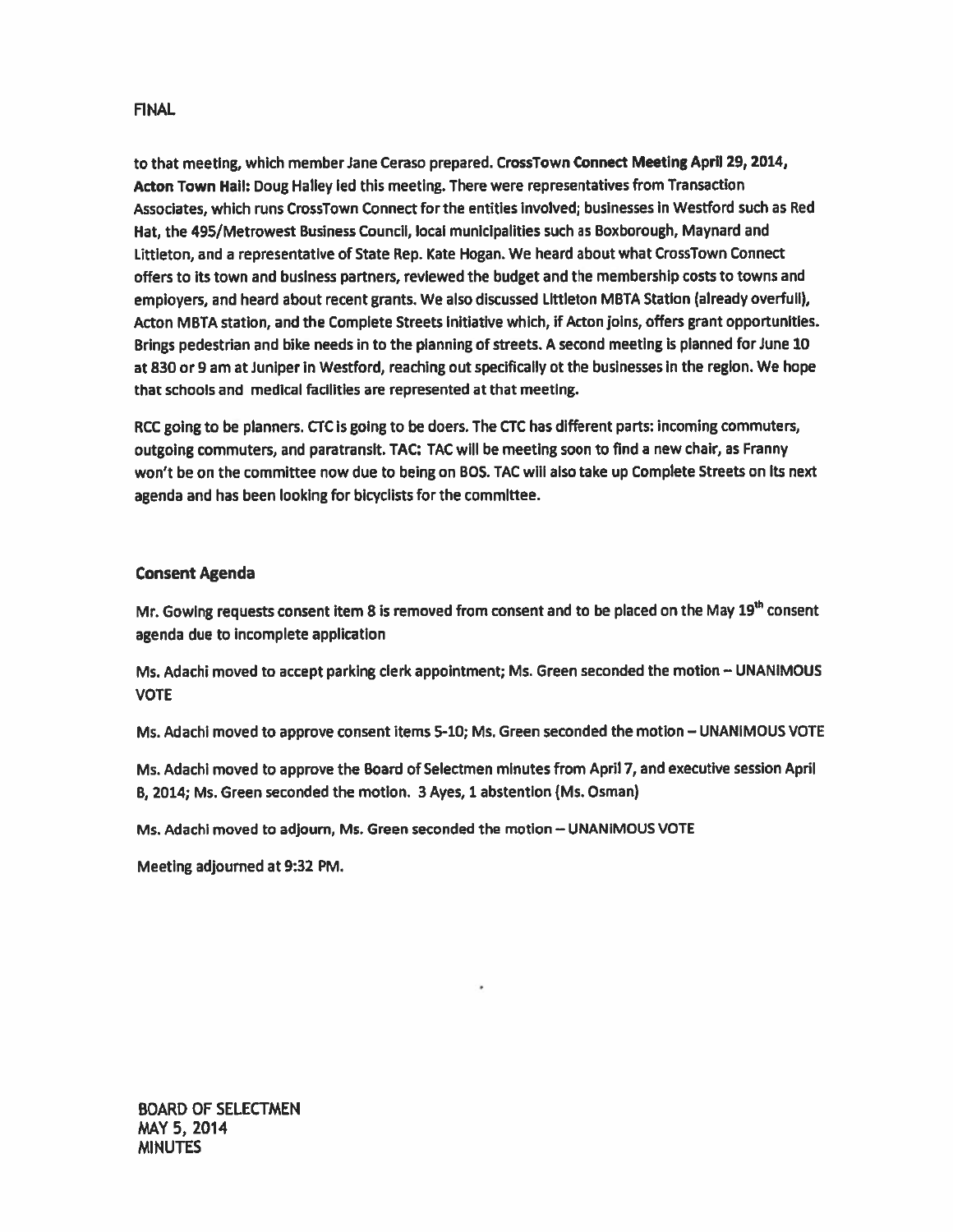to that meeting, which member Jane Ceraso prepared. **CrossTown Connect Meeting April 29, 2014, Acton Town Hall:** Doug Halley led this meeting. There were representatives from Transaction Associates, which runs CrossTown Connect for the entities involved; businesses in Westford such as Red Hat, the 495/Metrowest Business Council, local municipalities such as Boxborough, Maynard and Littleton, and a representative of State Rep. Kate Hogan. We heard about what CrossTown Connect offers to its town and business partners, reviewed the budget and the membership costs to towns and employers, and heard about recent grants. We also discussed Littleton MBTA Station (already overfull), Acton MBTA station, and the Complete Streets Initiative which, if Acton joins, offers grant opportunities. Brings pedestrian and bike needs in to the planning of streets. A second meeting is planned for June 10 at 830 or 9 am at Juniper in Westford, reaching out specifically ot the businesses in the region. We hope that schools and medical facilities are represented at that meeting.

RCC going to be planners. CTC is going to be doers. The CTC has different parts: incoming commuters, outgoing commuters, and paratransit. TAC: TAC will be meeting soon to find a new chair, as Franny won't be on the committee now due to being on BOS. TAC will also take up Complete Streets on its next agenda and has been looking for bicyclists for the committee.

### Consent Agenda

Mr. Gowing requests consent item 8 is removed from consent and to be placed on the May 19th consent agenda due to incomplete application

Ms. Adachi moved to accept parking clerk appointment; Ms. Green seconded the motion – UNANIMOUS VOTE

Ms. Adachi moved to approve consent items 5-10; Ms. Green seconded the motion – UNANIMOUS VOTE

Ms. Adachi moved to approve the Board of Selectmen minutes from April 7, and executive session April 8, 2014; Ms. Green seconded the motion. 3 Ayes, 1 abstention (Ms. Osman)

Ms. Adachi moved to adjourn, Ms. Green seconded the motion – UNANIMOUS VOTE

Meeting adjourned at 9:32 PM.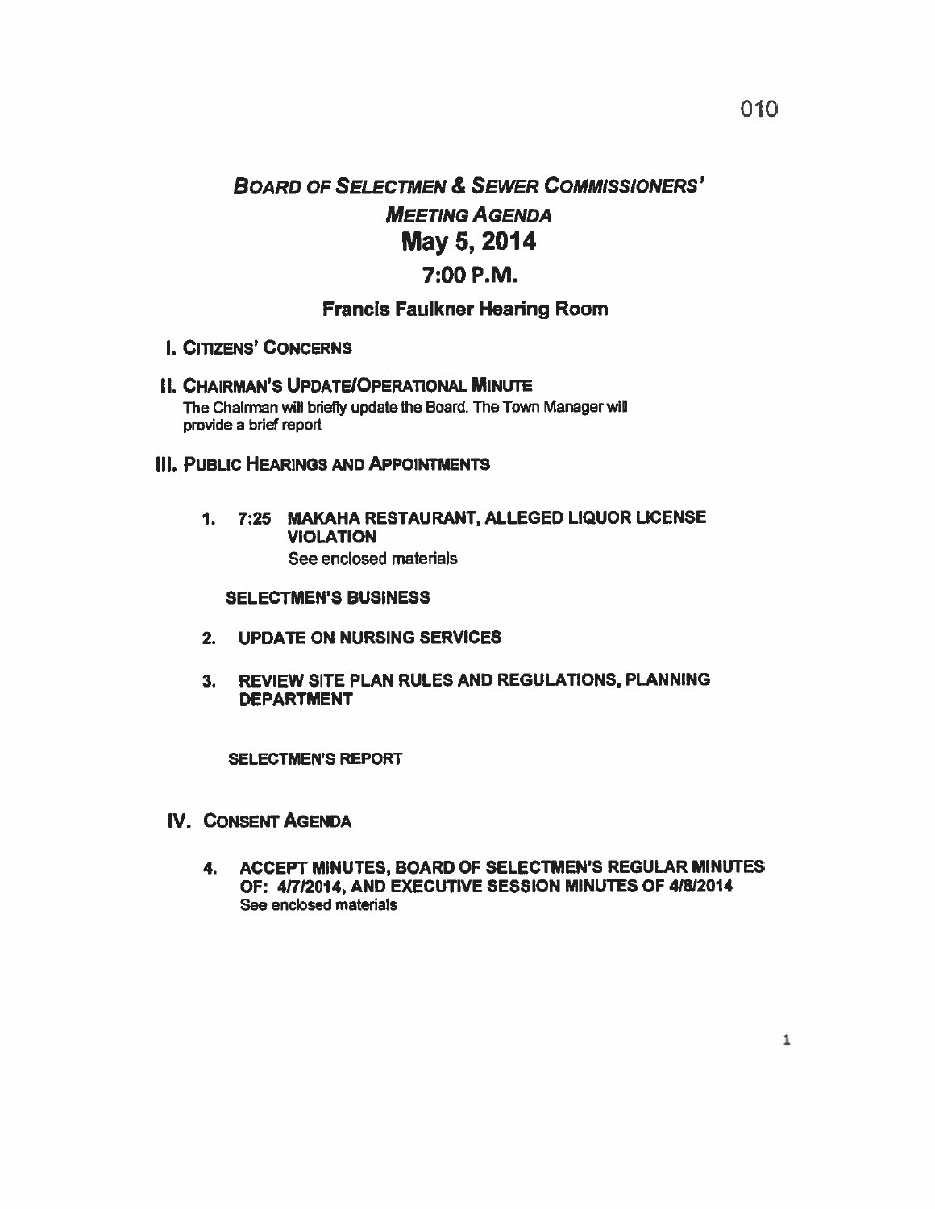# *Board of Selectmen & Sewer Commissioners' Meeting Agenda*

## May 5, 2014

## 7:00 P.M.

### Francis Faulkner Hearing Room

**I. Citizens' Concerns**

**II. Chairman's Update/Operational Minute**

The Chairman will briefly update the Board. The Town Manager will provide a brief report

**III. Public Hearings and Appointments**

1. **7:25 MAKAHA RESTAURANT, ALLEGED LIQUOR LICENSE VIOLATION**
   See enclosed materials

**SELECTMEN'S BUSINESS**

2. **UPDATE ON NURSING SERVICES**

3. **REVIEW SITE PLAN RULES AND REGULATIONS, PLANNING DEPARTMENT**

**SELECTMEN'S REPORT**

**IV. Consent Agenda**

4. **ACCEPT MINUTES, BOARD OF SELECTMEN'S REGULAR MINUTES OF: 4/7/2014, AND EXECUTIVE SESSION MINUTES OF 4/8/2014**
   See enclosed materials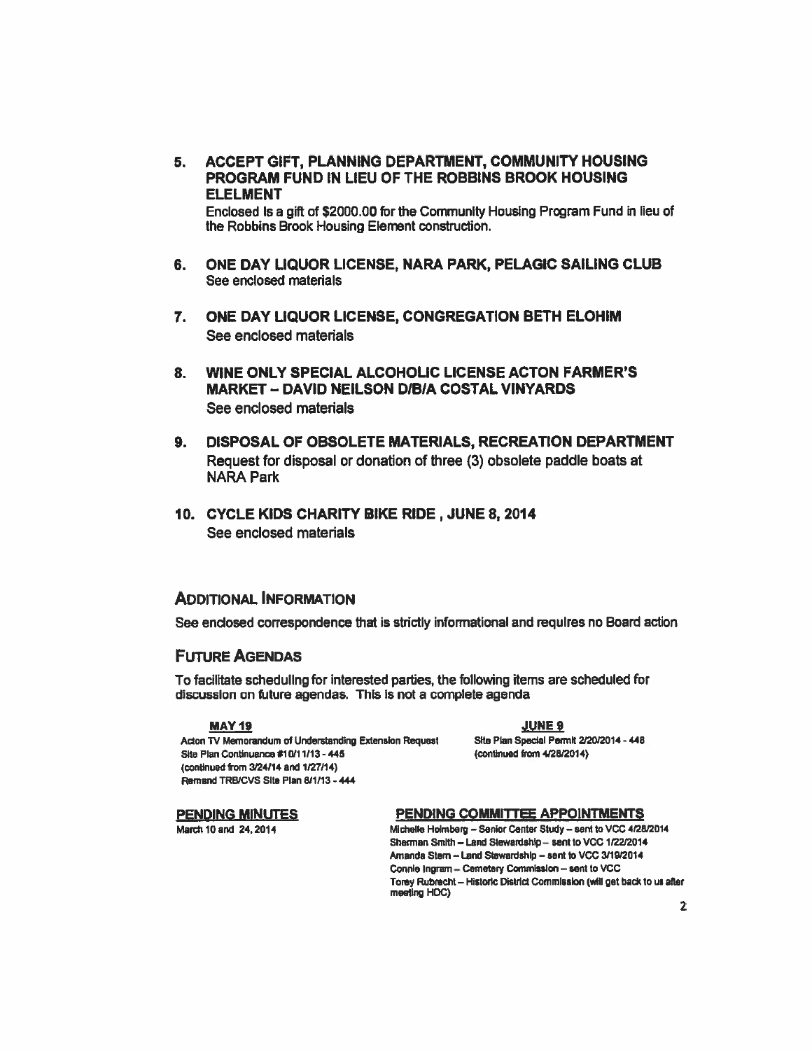5. **ACCEPT GIFT, PLANNING DEPARTMENT, COMMUNITY HOUSING PROGRAM FUND IN LIEU OF THE ROBBINS BROOK HOUSING ELELMENT**

   Enclosed is a gift of $2000.00 for the Community Housing Program Fund in lieu of the Robbins Brook Housing Element construction.

6. **ONE DAY LIQUOR LICENSE, NARA PARK, PELAGIC SAILING CLUB**

   See enclosed materials

7. **ONE DAY LIQUOR LICENSE, CONGREGATION BETH ELOHIM**

   See enclosed materials

8. **WINE ONLY SPECIAL ALCOHOLIC LICENSE ACTON FARMER'S MARKET – DAVID NEILSON D/B/A COSTAL VINYARDS**

   See enclosed materials

9. **DISPOSAL OF OBSOLETE MATERIALS, RECREATION DEPARTMENT**

   Request for disposal or donation of three (3) obsolete paddle boats at NARA Park

10. **CYCLE KIDS CHARITY BIKE RIDE , JUNE 8, 2014**

    See enclosed materials

## ADDITIONAL INFORMATION

See enclosed correspondence that is strictly informational and requires no Board action

## FUTURE AGENDAS

To facilitate scheduling for interested parties, the following items are scheduled for discussion on future agendas. This is not a complete agenda

**MAY 19**

Acton TV Memorandum of Understanding Extension Request
Site Plan Continuance #10/11/13 - 445
(continued from 3/24/14 and 1/27/14)
Remand TRB/CVS Site Plan 8/1/13 - 444

**JUNE 9**

Site Plan Special Permit 2/20/2014 - 448
(continued from 4/28/2014)

**PENDING MINUTES**

March 10 and 24, 2014

**PENDING COMMITTEE APPOINTMENTS**

Michelle Holmberg – Senior Center Study – sent to VCC 4/28/2014
Sherman Smith – Land Stewardship – sent to VCC 1/22/2014
Amanda Stern – Land Stewardship – sent to VCC 3/19/2014
Connie Ingram – Cemetery Commission – sent to VCC
Torey Rubrecht – Historic District Commission (will get back to us after meeting HDC)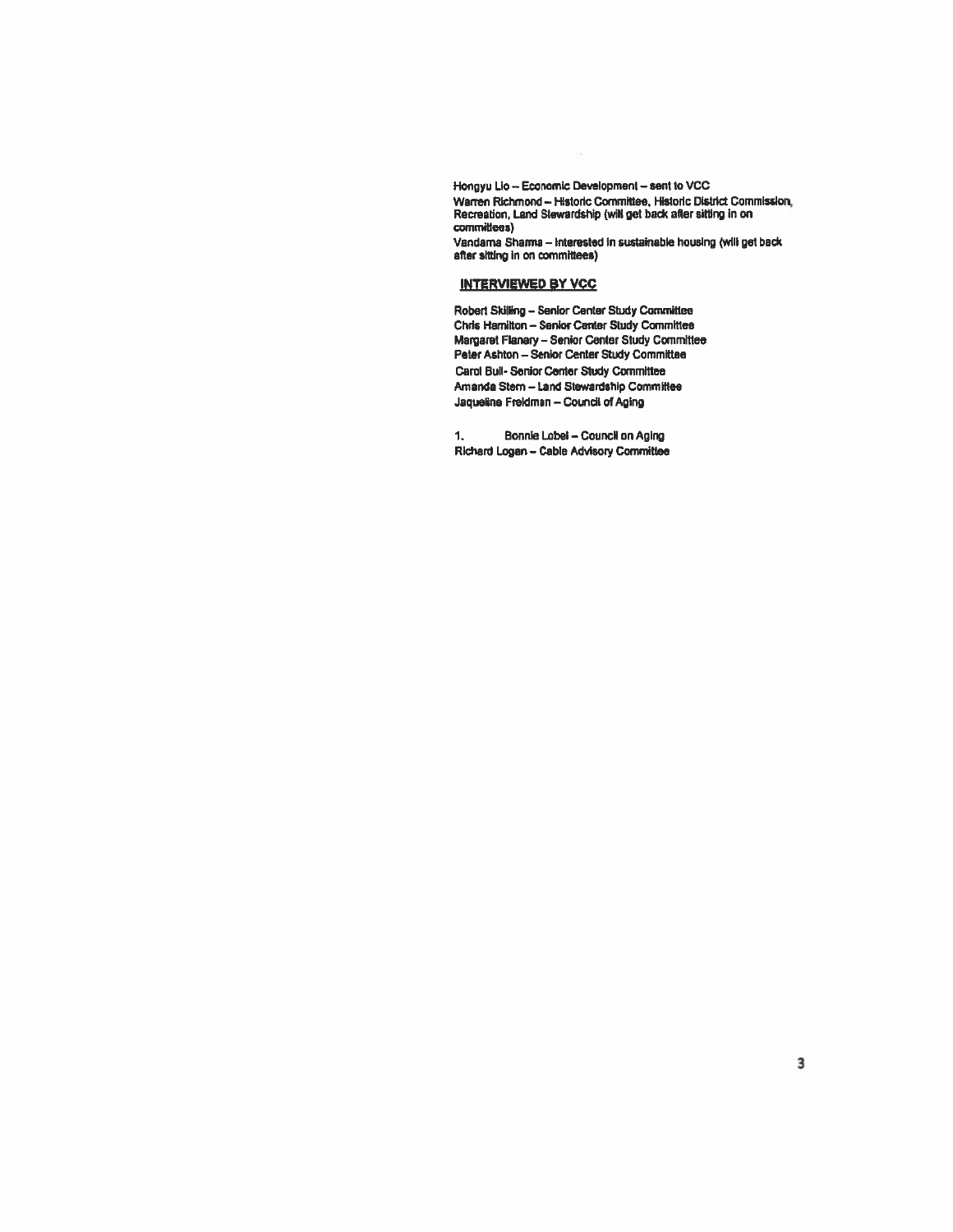Hongyu Lio – Economic Development – sent to VCC

Warren Richmond – Historic Committee, Historic District Commission, Recreation, Land Stewardship (will get back after sitting in on committees)

Vandama Sharma – Interested in sustainable housing (will get back after sitting in on committees)

**INTERVIEWED BY VCC**

Robert Skilling – Senior Center Study Committee
Chris Hamilton – Senior Center Study Committee
Margaret Flanary – Senior Center Study Committee
Peter Ashton – Senior Center Study Committee
Carol Bull- Senior Center Study Committee
Amanda Stem – Land Stewardship Committee
Jaqueline Freidman – Council of Aging

1. Bonnie Lobel – Council on Aging

Richard Logan – Cable Advisory Committee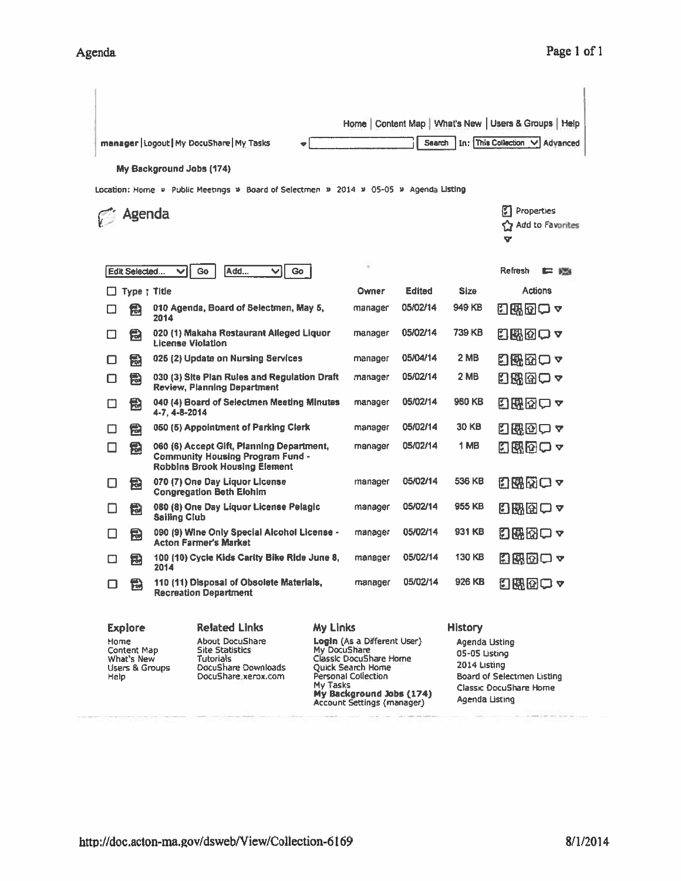Home | Content Map | What's New | Users & Groups | Help

manager | Logout | My DocuShare | My Tasks

Search In: This Collection Advanced

My Background Jobs (174)

Location: Home » Public Meetings » Board of Selectmen » 2014 » 05-05 » Agenda Listing

# Agenda

Properties

Add to Favorites

Edit Selected... Go Add... Go

Refresh

| Type | Title | Owner | Edited | Size | Actions |
|---|---|---|---|---|---|
| | 010 Agenda, Board of Selectmen, May 5, 2014 | manager | 05/02/14 | 949 KB | |
| | 020 (1) Makaha Restaurant Alleged Liquor License Violation | manager | 05/02/14 | 739 KB | |
| | 025 (2) Update on Nursing Services | manager | 05/04/14 | 2 MB | |
| | 030 (3) Site Plan Rules and Regulation Draft Review, Planning Department | manager | 05/02/14 | 2 MB | |
| | 040 (4) Board of Selectmen Meeting Minutes 4-7, 4-8-2014 | manager | 05/02/14 | 960 KB | |
| | 050 (5) Appointment of Parking Clerk | manager | 05/02/14 | 30 KB | |
| | 060 (6) Accept Gift, Planning Department, Community Housing Program Fund - Robbins Brook Housing Element | manager | 05/02/14 | 1 MB | |
| | 070 (7) One Day Liquor License Congregation Beth Elohim | manager | 05/02/14 | 536 KB | |
| | 080 (8) One Day Liquor License Pelagic Sailing Club | manager | 05/02/14 | 955 KB | |
| | 090 (9) Wine Only Special Alcohol License - Acton Farmer's Market | manager | 05/02/14 | 931 KB | |
| | 100 (10) Cycle Kids Carity Bike Ride June 8, 2014 | manager | 05/02/14 | 130 KB | |
| | 110 (11) Disposal of Obsolete Materials, Recreation Department | manager | 05/02/14 | 926 KB | |

**Explore**

Home
Content Map
What's New
Users & Groups
Help

**Related Links**

About DocuShare
Site Statistics
Tutorials
DocuShare Downloads
DocuShare.xerox.com

**My Links**

**Login** (As a Different User)
My DocuShare
Classic DocuShare Home
Quick Search Home
Personal Collection
My Tasks
**My Background Jobs (174)**
Account Settings (manager)

**History**

Agenda Listing
05-05 Listing
2014 Listing
Board of Selectmen Listing
Classic DocuShare Home
Agenda Listing